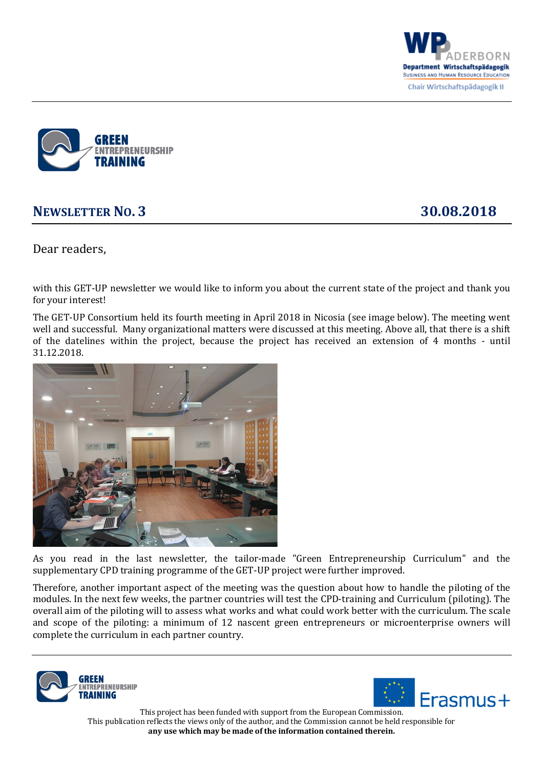# Newsletter No. 3 — 30.08.2018

Dear readers,

with this GET-UP newsletter we would like to inform you about the current state of the project and thank you for your interest!

The GET-UP Consortium held its fourth meeting in April 2018 in Nicosia (see image below). The meeting went well and successful. Many organizational matters were discussed at this meeting. Above all, that there is a shift of the datelines within the project, because the project has received an extension of 4 months - until 31.12.2018.

As you read in the last newsletter, the tailor-made "Green Entrepreneurship Curriculum" and the supplementary CPD training programme of the GET-UP project were further improved.

Therefore, another important aspect of the meeting was the question about how to handle the piloting of the modules. In the next few weeks, the partner countries will test the CPD-training and Curriculum (piloting). The overall aim of the piloting will to assess what works and what could work better with the curriculum. The scale and scope of the piloting: a minimum of 12 nascent green entrepreneurs or microenterprise owners will complete the curriculum in each partner country.

This project has been funded with support from the European Commission.
This publication reflects the views only of the author, and the Commission cannot be held responsible for **any use which may be made of the information contained therein.**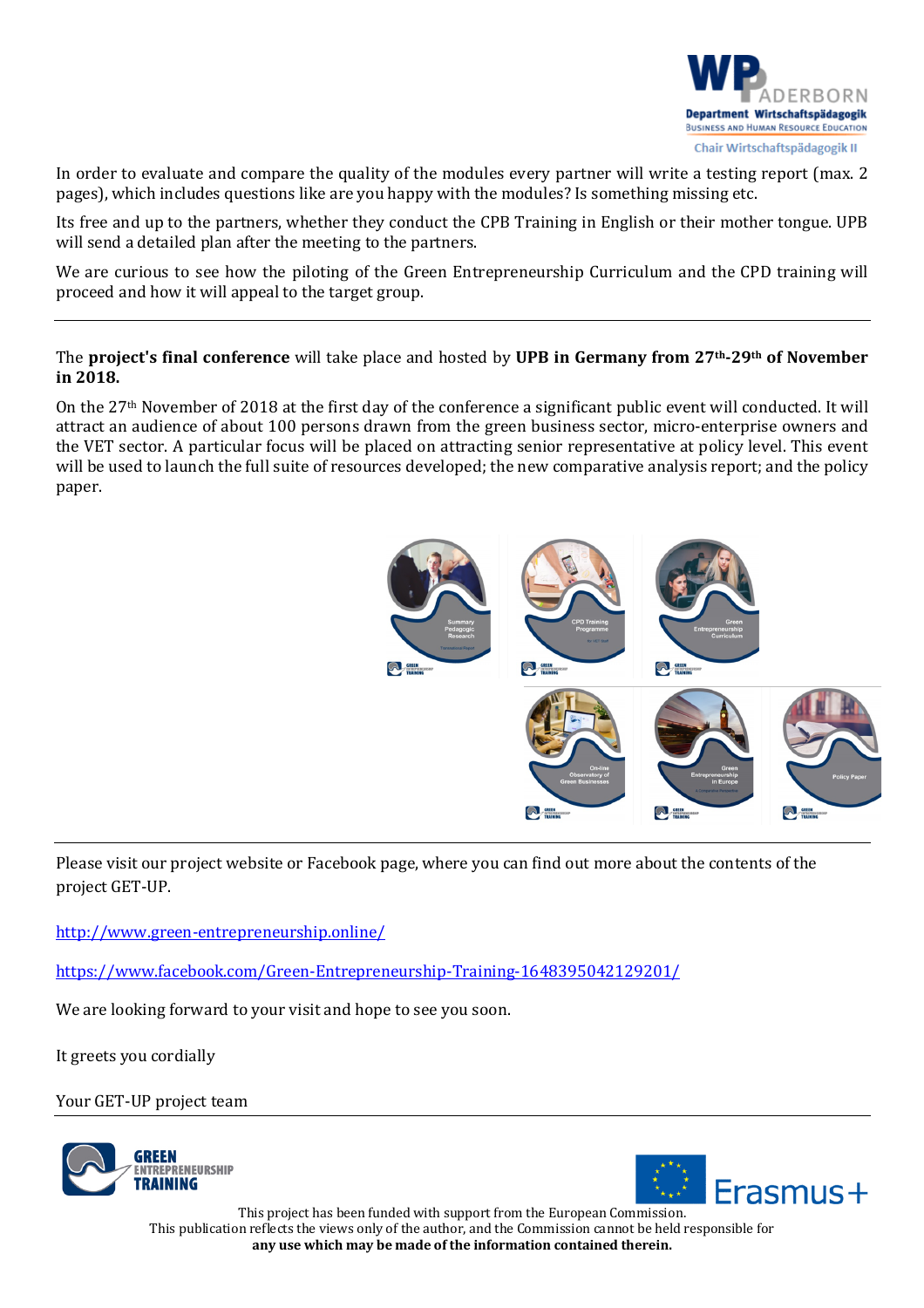In order to evaluate and compare the quality of the modules every partner will write a testing report (max. 2 pages), which includes questions like are you happy with the modules? Is something missing etc.

Its free and up to the partners, whether they conduct the CPB Training in English or their mother tongue. UPB will send a detailed plan after the meeting to the partners.

We are curious to see how the piloting of the Green Entrepreneurship Curriculum and the CPD training will proceed and how it will appeal to the target group.

---

The **project's final conference** will take place and hosted by **UPB in Germany from 27th-29th of November in 2018.**

On the 27th November of 2018 at the first day of the conference a significant public event will conducted. It will attract an audience of about 100 persons drawn from the green business sector, micro-enterprise owners and the VET sector. A particular focus will be placed on attracting senior representative at policy level. This event will be used to launch the full suite of resources developed; the new comparative analysis report; and the policy paper.

Summary Pedagogic Research

CPD Training Programme

Green Entrepreneurship Curriculum

On-line Observatory of Green Businesses

Green Entrepreneurship in Europe

Policy Paper

---

Please visit our project website or Facebook page, where you can find out more about the contents of the project GET-UP.

http://www.green-entrepreneurship.online/

https://www.facebook.com/Green-Entrepreneurship-Training-1648395042129201/

We are looking forward to your visit and hope to see you soon.

It greets you cordially

Your GET-UP project team

---

This project has been funded with support from the European Commission.
This publication reflects the views only of the author, and the Commission cannot be held responsible for
**any use which may be made of the information contained therein.**